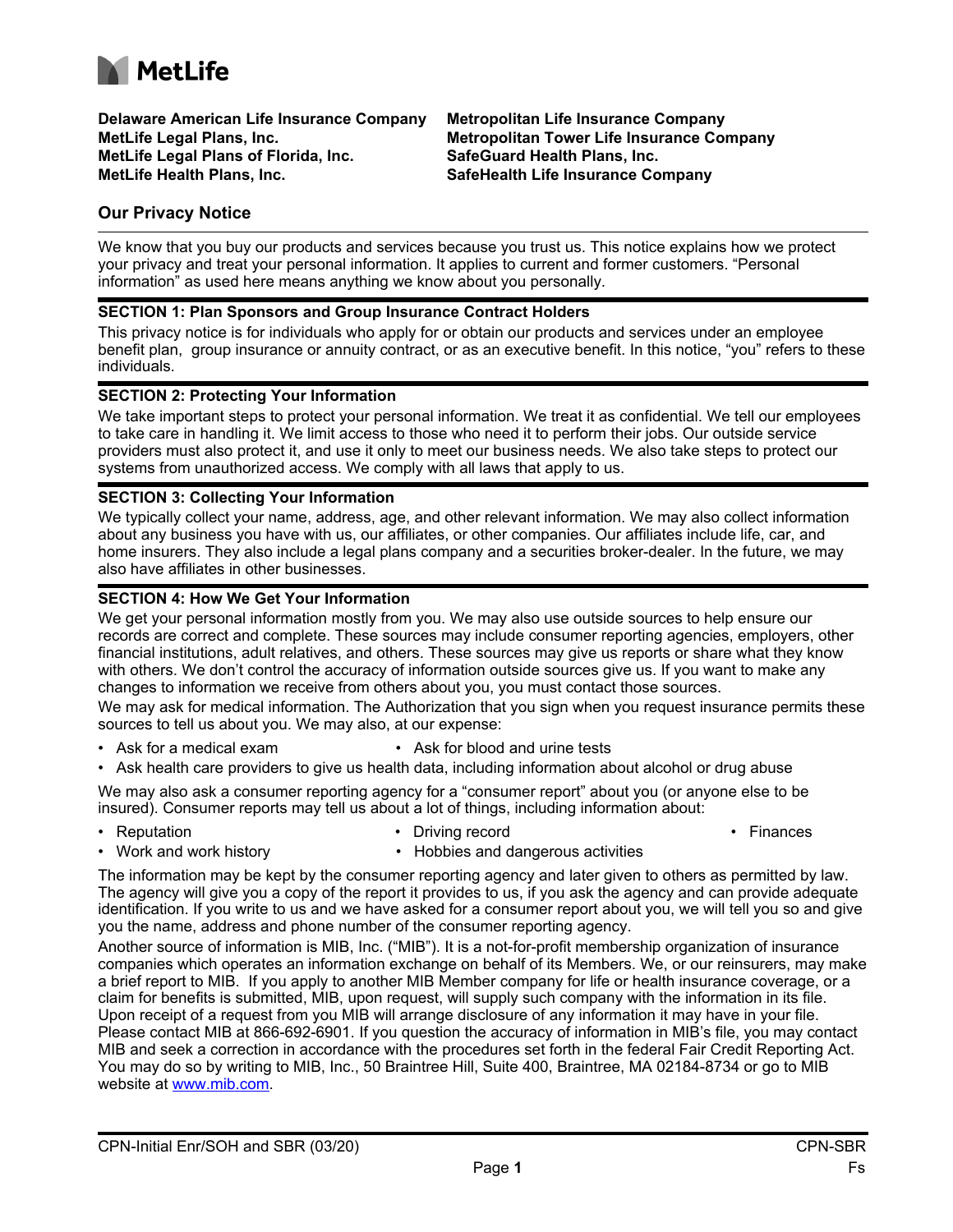**MetLife**

**Delaware American Life Insurance Company**
**MetLife Legal Plans, Inc.**
**MetLife Legal Plans of Florida, Inc.**
**MetLife Health Plans, Inc.**
**Metropolitan Life Insurance Company**
**Metropolitan Tower Life Insurance Company**
**SafeGuard Health Plans, Inc.**
**SafeHealth Life Insurance Company**

## Our Privacy Notice

We know that you buy our products and services because you trust us. This notice explains how we protect your privacy and treat your personal information. It applies to current and former customers. "Personal information" as used here means anything we know about you personally.

### SECTION 1: Plan Sponsors and Group Insurance Contract Holders

This privacy notice is for individuals who apply for or obtain our products and services under an employee benefit plan, group insurance or annuity contract, or as an executive benefit. In this notice, "you" refers to these individuals.

### SECTION 2: Protecting Your Information

We take important steps to protect your personal information. We treat it as confidential. We tell our employees to take care in handling it. We limit access to those who need it to perform their jobs. Our outside service providers must also protect it, and use it only to meet our business needs. We also take steps to protect our systems from unauthorized access. We comply with all laws that apply to us.

### SECTION 3: Collecting Your Information

We typically collect your name, address, age, and other relevant information. We may also collect information about any business you have with us, our affiliates, or other companies. Our affiliates include life, car, and home insurers. They also include a legal plans company and a securities broker-dealer. In the future, we may also have affiliates in other businesses.

### SECTION 4: How We Get Your Information

We get your personal information mostly from you. We may also use outside sources to help ensure our records are correct and complete. These sources may include consumer reporting agencies, employers, other financial institutions, adult relatives, and others. These sources may give us reports or share what they know with others. We don't control the accuracy of information outside sources give us. If you want to make any changes to information we receive from others about you, you must contact those sources.

We may ask for medical information. The Authorization that you sign when you request insurance permits these sources to tell us about you. We may also, at our expense:

- Ask for a medical exam
- Ask for blood and urine tests
- Ask health care providers to give us health data, including information about alcohol or drug abuse

We may also ask a consumer reporting agency for a "consumer report" about you (or anyone else to be insured). Consumer reports may tell us about a lot of things, including information about:

- Reputation
- Driving record
- Finances
- Work and work history
- Hobbies and dangerous activities

The information may be kept by the consumer reporting agency and later given to others as permitted by law. The agency will give you a copy of the report it provides to us, if you ask the agency and can provide adequate identification. If you write to us and we have asked for a consumer report about you, we will tell you so and give you the name, address and phone number of the consumer reporting agency.

Another source of information is MIB, Inc. ("MIB"). It is a not-for-profit membership organization of insurance companies which operates an information exchange on behalf of its Members. We, or our reinsurers, may make a brief report to MIB. If you apply to another MIB Member company for life or health insurance coverage, or a claim for benefits is submitted, MIB, upon request, will supply such company with the information in its file. Upon receipt of a request from you MIB will arrange disclosure of any information it may have in your file. Please contact MIB at 866-692-6901. If you question the accuracy of information in MIB's file, you may contact MIB and seek a correction in accordance with the procedures set forth in the federal Fair Credit Reporting Act. You may do so by writing to MIB, Inc., 50 Braintree Hill, Suite 400, Braintree, MA 02184-8734 or go to MIB website at www.mib.com.

CPN-Initial Enr/SOH and SBR (03/20) CPN-SBR Fs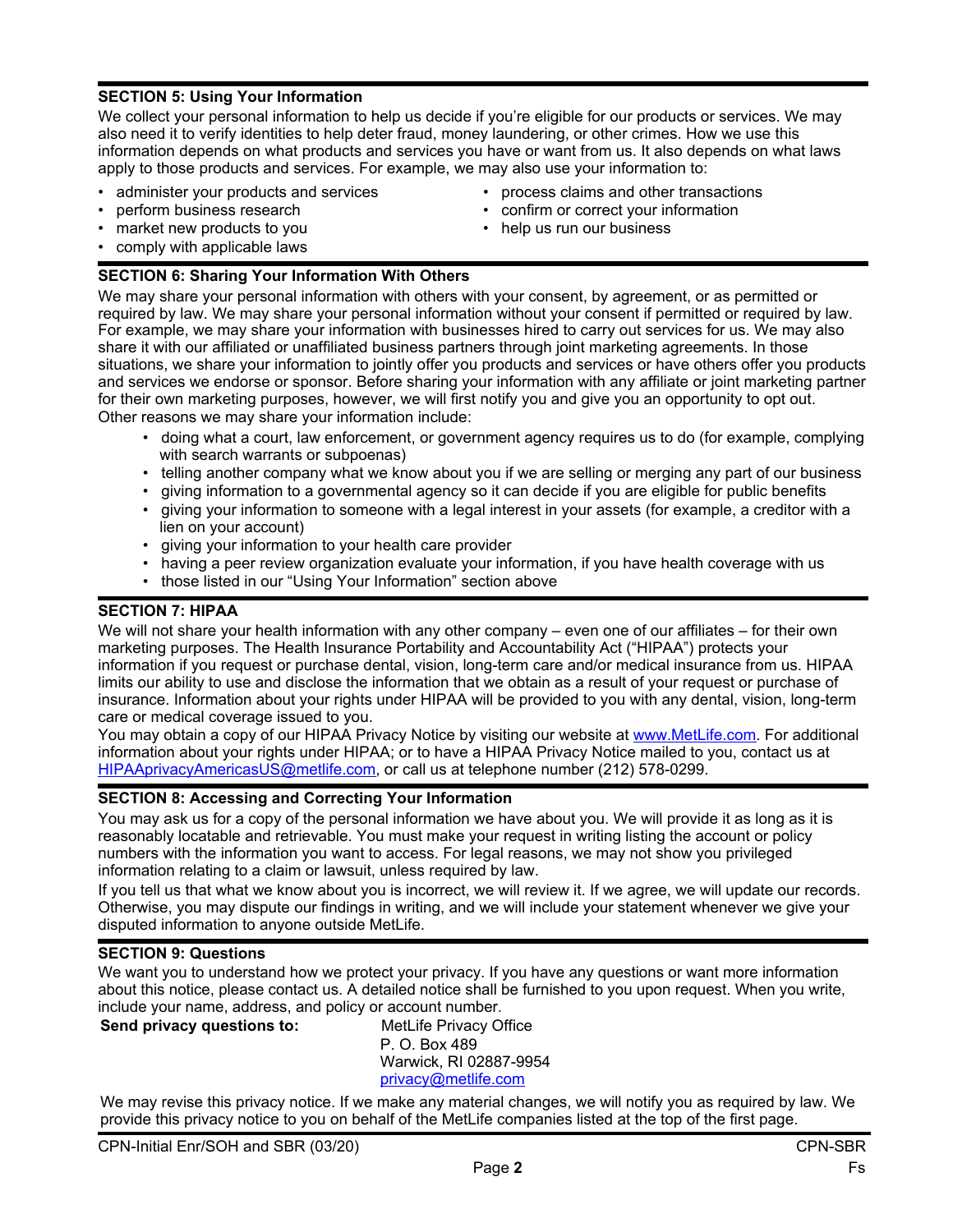## SECTION 5: Using Your Information

We collect your personal information to help us decide if you're eligible for our products or services. We may also need it to verify identities to help deter fraud, money laundering, or other crimes. How we use this information depends on what products and services you have or want from us. It also depends on what laws apply to those products and services. For example, we may also use your information to:

- administer your products and services
- perform business research
- market new products to you
- comply with applicable laws
- process claims and other transactions
- confirm or correct your information
- help us run our business

## SECTION 6: Sharing Your Information With Others

We may share your personal information with others with your consent, by agreement, or as permitted or required by law. We may share your personal information without your consent if permitted or required by law. For example, we may share your information with businesses hired to carry out services for us. We may also share it with our affiliated or unaffiliated business partners through joint marketing agreements. In those situations, we share your information to jointly offer you products and services or have others offer you products and services we endorse or sponsor. Before sharing your information with any affiliate or joint marketing partner for their own marketing purposes, however, we will first notify you and give you an opportunity to opt out.

Other reasons we may share your information include:

- doing what a court, law enforcement, or government agency requires us to do (for example, complying with search warrants or subpoenas)
- telling another company what we know about you if we are selling or merging any part of our business
- giving information to a governmental agency so it can decide if you are eligible for public benefits
- giving your information to someone with a legal interest in your assets (for example, a creditor with a lien on your account)
- giving your information to your health care provider
- having a peer review organization evaluate your information, if you have health coverage with us
- those listed in our "Using Your Information" section above

## SECTION 7: HIPAA

We will not share your health information with any other company – even one of our affiliates – for their own marketing purposes. The Health Insurance Portability and Accountability Act ("HIPAA") protects your information if you request or purchase dental, vision, long-term care and/or medical insurance from us. HIPAA limits our ability to use and disclose the information that we obtain as a result of your request or purchase of insurance. Information about your rights under HIPAA will be provided to you with any dental, vision, long-term care or medical coverage issued to you.

You may obtain a copy of our HIPAA Privacy Notice by visiting our website at www.MetLife.com. For additional information about your rights under HIPAA; or to have a HIPAA Privacy Notice mailed to you, contact us at HIPAAprivacyAmericasUS@metlife.com, or call us at telephone number (212) 578-0299.

## SECTION 8: Accessing and Correcting Your Information

You may ask us for a copy of the personal information we have about you. We will provide it as long as it is reasonably locatable and retrievable. You must make your request in writing listing the account or policy numbers with the information you want to access. For legal reasons, we may not show you privileged information relating to a claim or lawsuit, unless required by law.

If you tell us that what we know about you is incorrect, we will review it. If we agree, we will update our records. Otherwise, you may dispute our findings in writing, and we will include your statement whenever we give your disputed information to anyone outside MetLife.

## SECTION 9: Questions

We want you to understand how we protect your privacy. If you have any questions or want more information about this notice, please contact us. A detailed notice shall be furnished to you upon request. When you write, include your name, address, and policy or account number.

**Send privacy questions to:**

MetLife Privacy Office
P. O. Box 489
Warwick, RI 02887-9954
privacy@metlife.com

We may revise this privacy notice. If we make any material changes, we will notify you as required by law. We provide this privacy notice to you on behalf of the MetLife companies listed at the top of the first page.

CPN-Initial Enr/SOH and SBR (03/20) CPN-SBR Fs